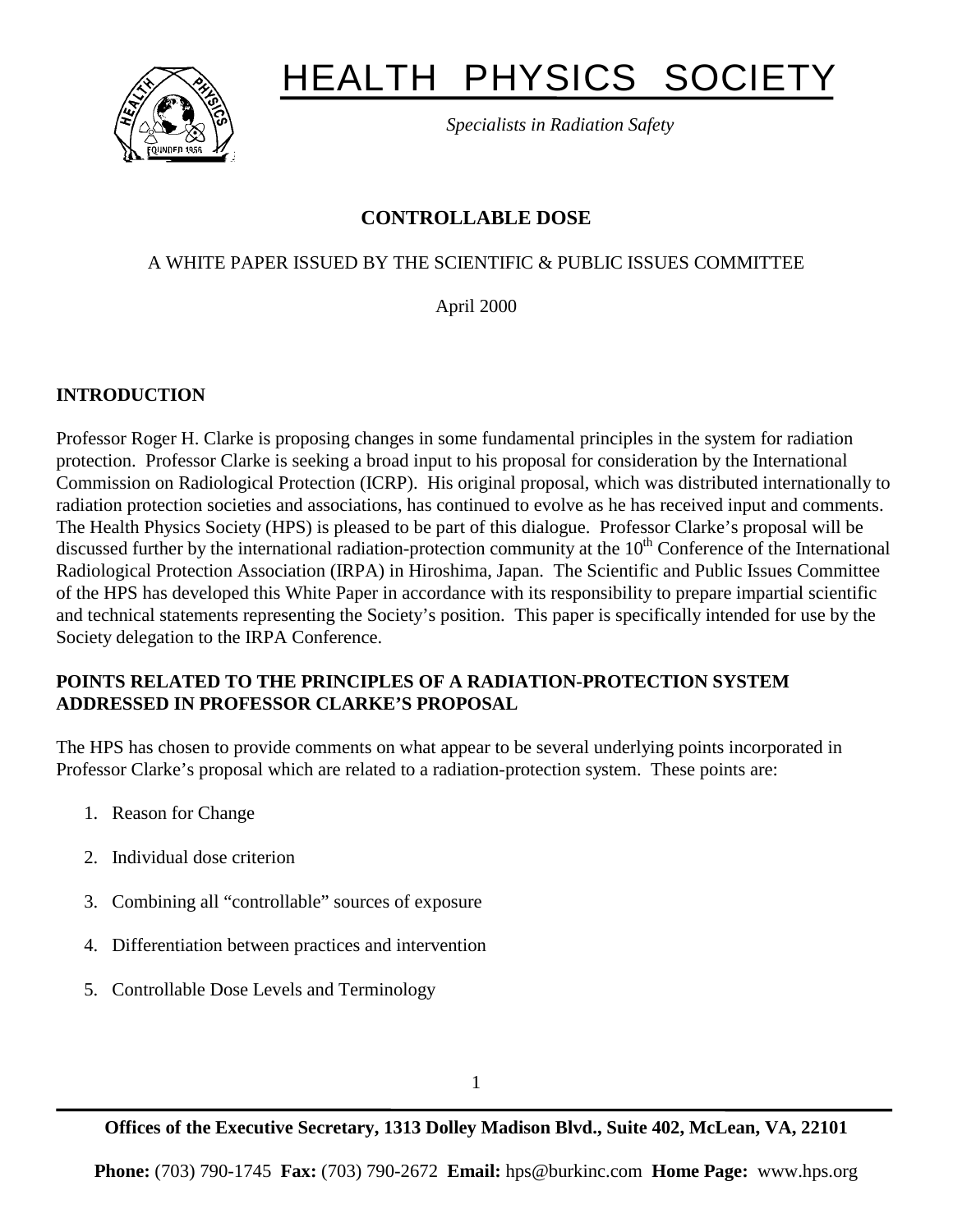# HEALTH PHYSICS SOCIETY

*Specialists in Radiation Safety*

## CONTROLLABLE DOSE

A WHITE PAPER ISSUED BY THE SCIENTIFIC & PUBLIC ISSUES COMMITTEE

April 2000

### INTRODUCTION

Professor Roger H. Clarke is proposing changes in some fundamental principles in the system for radiation protection. Professor Clarke is seeking a broad input to his proposal for consideration by the International Commission on Radiological Protection (ICRP). His original proposal, which was distributed internationally to radiation protection societies and associations, has continued to evolve as he has received input and comments. The Health Physics Society (HPS) is pleased to be part of this dialogue. Professor Clarke's proposal will be discussed further by the international radiation-protection community at the 10th Conference of the International Radiological Protection Association (IRPA) in Hiroshima, Japan. The Scientific and Public Issues Committee of the HPS has developed this White Paper in accordance with its responsibility to prepare impartial scientific and technical statements representing the Society's position. This paper is specifically intended for use by the Society delegation to the IRPA Conference.

### POINTS RELATED TO THE PRINCIPLES OF A RADIATION-PROTECTION SYSTEM ADDRESSED IN PROFESSOR CLARKE'S PROPOSAL

The HPS has chosen to provide comments on what appear to be several underlying points incorporated in Professor Clarke's proposal which are related to a radiation-protection system. These points are:

1. Reason for Change
2. Individual dose criterion
3. Combining all "controllable" sources of exposure
4. Differentiation between practices and intervention
5. Controllable Dose Levels and Terminology

**Offices of the Executive Secretary, 1313 Dolley Madison Blvd., Suite 402, McLean, VA, 22101**

**Phone:** (703) 790-1745 **Fax:** (703) 790-2672 **Email:** hps@burkinc.com **Home Page:** www.hps.org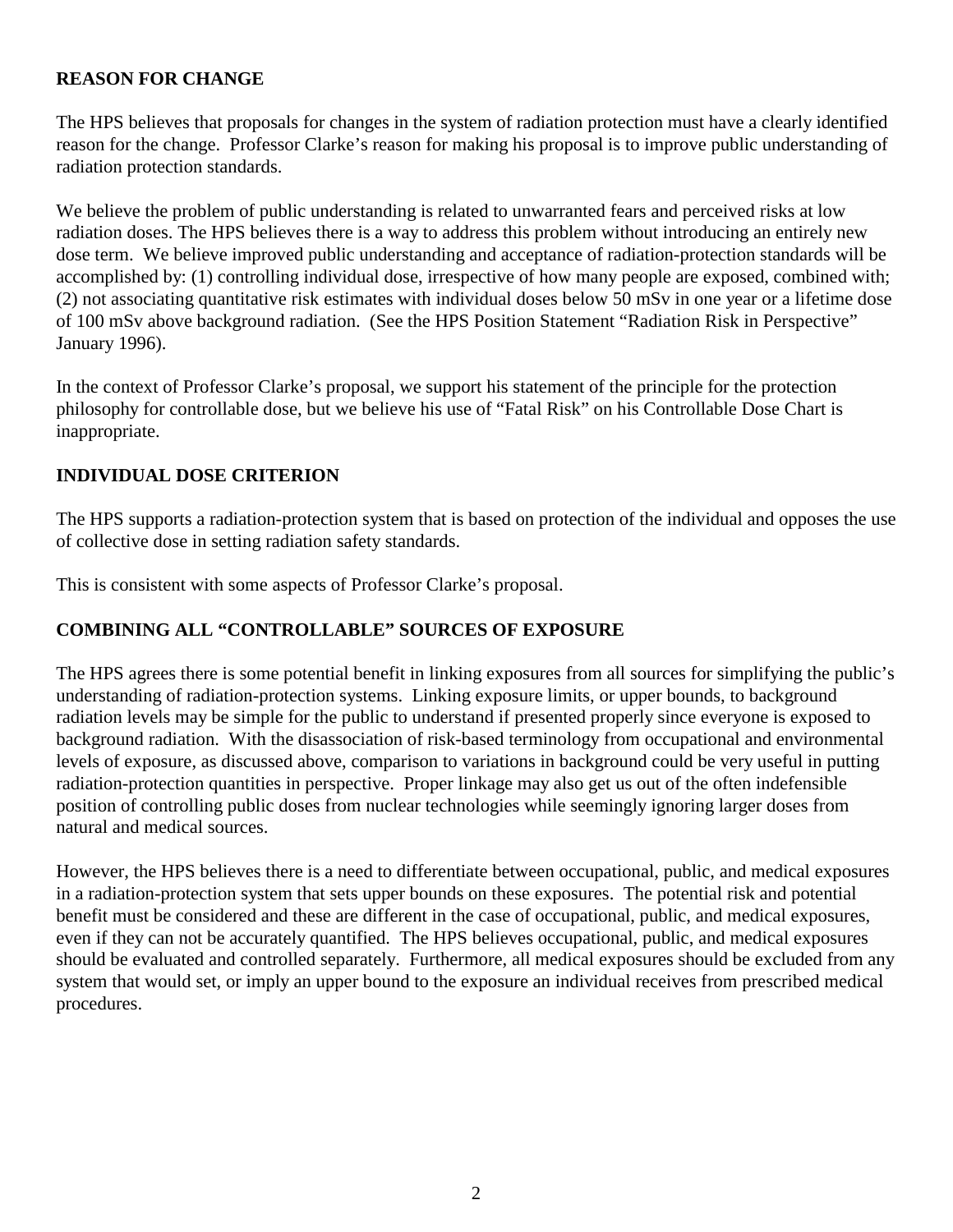**REASON FOR CHANGE**

The HPS believes that proposals for changes in the system of radiation protection must have a clearly identified reason for the change. Professor Clarke's reason for making his proposal is to improve public understanding of radiation protection standards.

We believe the problem of public understanding is related to unwarranted fears and perceived risks at low radiation doses. The HPS believes there is a way to address this problem without introducing an entirely new dose term. We believe improved public understanding and acceptance of radiation-protection standards will be accomplished by: (1) controlling individual dose, irrespective of how many people are exposed, combined with; (2) not associating quantitative risk estimates with individual doses below 50 mSv in one year or a lifetime dose of 100 mSv above background radiation. (See the HPS Position Statement "Radiation Risk in Perspective" January 1996).

In the context of Professor Clarke's proposal, we support his statement of the principle for the protection philosophy for controllable dose, but we believe his use of "Fatal Risk" on his Controllable Dose Chart is inappropriate.

**INDIVIDUAL DOSE CRITERION**

The HPS supports a radiation-protection system that is based on protection of the individual and opposes the use of collective dose in setting radiation safety standards.

This is consistent with some aspects of Professor Clarke's proposal.

**COMBINING ALL "CONTROLLABLE" SOURCES OF EXPOSURE**

The HPS agrees there is some potential benefit in linking exposures from all sources for simplifying the public's understanding of radiation-protection systems. Linking exposure limits, or upper bounds, to background radiation levels may be simple for the public to understand if presented properly since everyone is exposed to background radiation. With the disassociation of risk-based terminology from occupational and environmental levels of exposure, as discussed above, comparison to variations in background could be very useful in putting radiation-protection quantities in perspective. Proper linkage may also get us out of the often indefensible position of controlling public doses from nuclear technologies while seemingly ignoring larger doses from natural and medical sources.

However, the HPS believes there is a need to differentiate between occupational, public, and medical exposures in a radiation-protection system that sets upper bounds on these exposures. The potential risk and potential benefit must be considered and these are different in the case of occupational, public, and medical exposures, even if they can not be accurately quantified. The HPS believes occupational, public, and medical exposures should be evaluated and controlled separately. Furthermore, all medical exposures should be excluded from any system that would set, or imply an upper bound to the exposure an individual receives from prescribed medical procedures.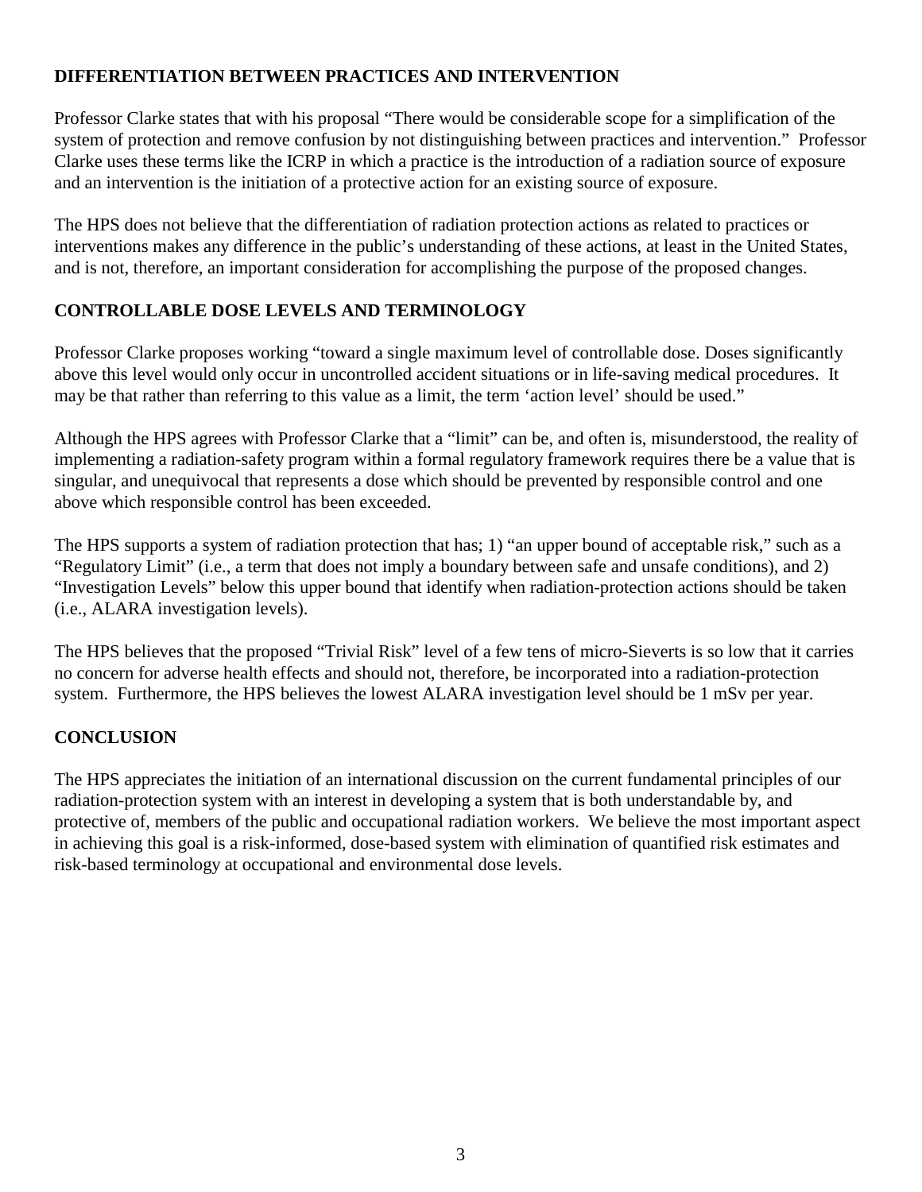## DIFFERENTIATION BETWEEN PRACTICES AND INTERVENTION

Professor Clarke states that with his proposal "There would be considerable scope for a simplification of the system of protection and remove confusion by not distinguishing between practices and intervention." Professor Clarke uses these terms like the ICRP in which a practice is the introduction of a radiation source of exposure and an intervention is the initiation of a protective action for an existing source of exposure.

The HPS does not believe that the differentiation of radiation protection actions as related to practices or interventions makes any difference in the public's understanding of these actions, at least in the United States, and is not, therefore, an important consideration for accomplishing the purpose of the proposed changes.

## CONTROLLABLE DOSE LEVELS AND TERMINOLOGY

Professor Clarke proposes working "toward a single maximum level of controllable dose. Doses significantly above this level would only occur in uncontrolled accident situations or in life-saving medical procedures. It may be that rather than referring to this value as a limit, the term 'action level' should be used."

Although the HPS agrees with Professor Clarke that a "limit" can be, and often is, misunderstood, the reality of implementing a radiation-safety program within a formal regulatory framework requires there be a value that is singular, and unequivocal that represents a dose which should be prevented by responsible control and one above which responsible control has been exceeded.

The HPS supports a system of radiation protection that has; 1) "an upper bound of acceptable risk," such as a "Regulatory Limit" (i.e., a term that does not imply a boundary between safe and unsafe conditions), and 2) "Investigation Levels" below this upper bound that identify when radiation-protection actions should be taken (i.e., ALARA investigation levels).

The HPS believes that the proposed "Trivial Risk" level of a few tens of micro-Sieverts is so low that it carries no concern for adverse health effects and should not, therefore, be incorporated into a radiation-protection system. Furthermore, the HPS believes the lowest ALARA investigation level should be 1 mSv per year.

## CONCLUSION

The HPS appreciates the initiation of an international discussion on the current fundamental principles of our radiation-protection system with an interest in developing a system that is both understandable by, and protective of, members of the public and occupational radiation workers. We believe the most important aspect in achieving this goal is a risk-informed, dose-based system with elimination of quantified risk estimates and risk-based terminology at occupational and environmental dose levels.